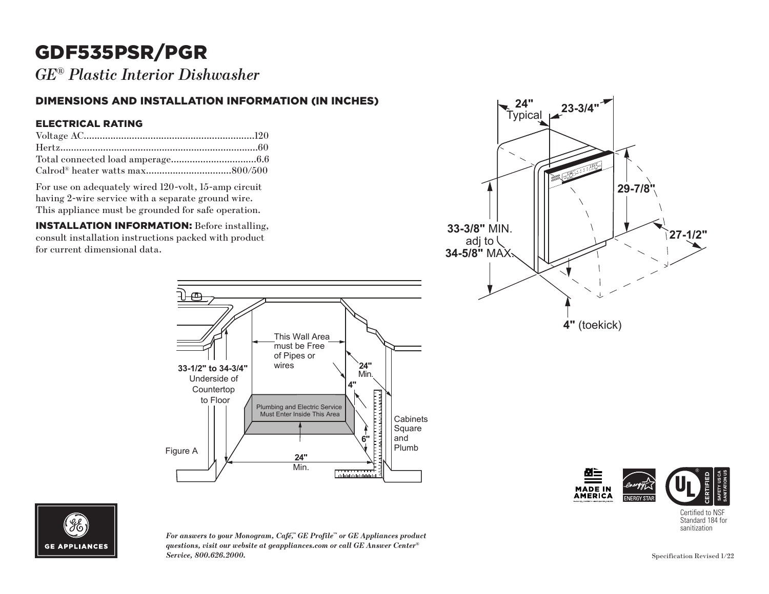# GDF535PSR/PGR

*GE® Plastic Interior Dishwasher*

## DIMENSIONS AND INSTALLATION INFORMATION (IN INCHES)

### ELECTRICAL RATING

Voltage AC................................................................120
Hertz.........................................................................60
Total connected load amperage................................6.6
Calrod® heater watts max................................800/500

For use on adequately wired 120-volt, 15-amp circuit having 2-wire service with a separate ground wire. This appliance must be grounded for safe operation.

**INSTALLATION INFORMATION:** Before installing, consult installation instructions packed with product for current dimensional data.

**24"** Typical
**23-3/4"**
**29-7/8"**
**27-1/2"**
**33-3/8"** MIN. adj to **34-5/8"** MAX.
**4"** (toekick)

This Wall Area must be Free of Pipes or wires

**33-1/2" to 34-3/4"** Underside of Countertop to Floor

**24"** Min.

**4"**

Plumbing and Electric Service Must Enter Inside This Area

**6"**

Cabinets Square and Plumb

**24"** Min.

Figure A

MADE IN AMERICA

ENERGY STAR

UL CERTIFIED SAFETY US CA SANITATION US

Certified to NSF Standard 184 for sanitization

GE APPLIANCES

*For answers to your Monogram, Café,™ GE Profile™ or GE Appliances product questions, visit our website at geappliances.com or call GE Answer Center® Service, 800.626.2000.*

Specification Revised 1/22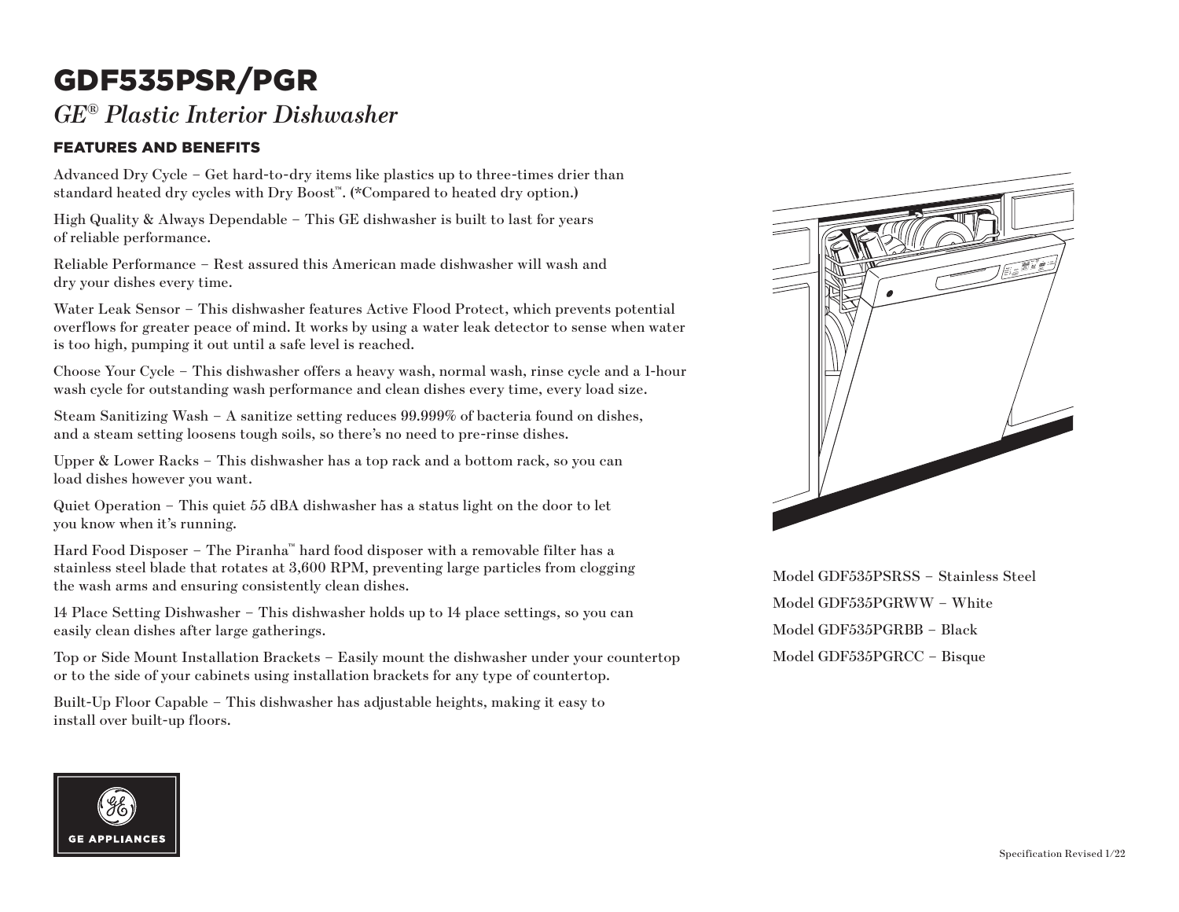# GDF535PSR/PGR

## *GE® Plastic Interior Dishwasher*

### FEATURES AND BENEFITS

Advanced Dry Cycle – Get hard-to-dry items like plastics up to three-times drier than standard heated dry cycles with Dry Boost™. (*Compared to heated dry option.)

High Quality & Always Dependable – This GE dishwasher is built to last for years of reliable performance.

Reliable Performance – Rest assured this American made dishwasher will wash and dry your dishes every time.

Water Leak Sensor – This dishwasher features Active Flood Protect, which prevents potential overflows for greater peace of mind. It works by using a water leak detector to sense when water is too high, pumping it out until a safe level is reached.

Choose Your Cycle – This dishwasher offers a heavy wash, normal wash, rinse cycle and a 1-hour wash cycle for outstanding wash performance and clean dishes every time, every load size.

Steam Sanitizing Wash – A sanitize setting reduces 99.999% of bacteria found on dishes, and a steam setting loosens tough soils, so there's no need to pre-rinse dishes.

Upper & Lower Racks – This dishwasher has a top rack and a bottom rack, so you can load dishes however you want.

Quiet Operation – This quiet 55 dBA dishwasher has a status light on the door to let you know when it's running.

Hard Food Disposer – The Piranha™ hard food disposer with a removable filter has a stainless steel blade that rotates at 3,600 RPM, preventing large particles from clogging the wash arms and ensuring consistently clean dishes.

14 Place Setting Dishwasher – This dishwasher holds up to 14 place settings, so you can easily clean dishes after large gatherings.

Top or Side Mount Installation Brackets – Easily mount the dishwasher under your countertop or to the side of your cabinets using installation brackets for any type of countertop.

Built-Up Floor Capable – This dishwasher has adjustable heights, making it easy to install over built-up floors.

Model GDF535PSRSS – Stainless Steel

Model GDF535PGRWW – White

Model GDF535PGRBB – Black

Model GDF535PGRCC – Bisque

GE APPLIANCES

Specification Revised 1/22